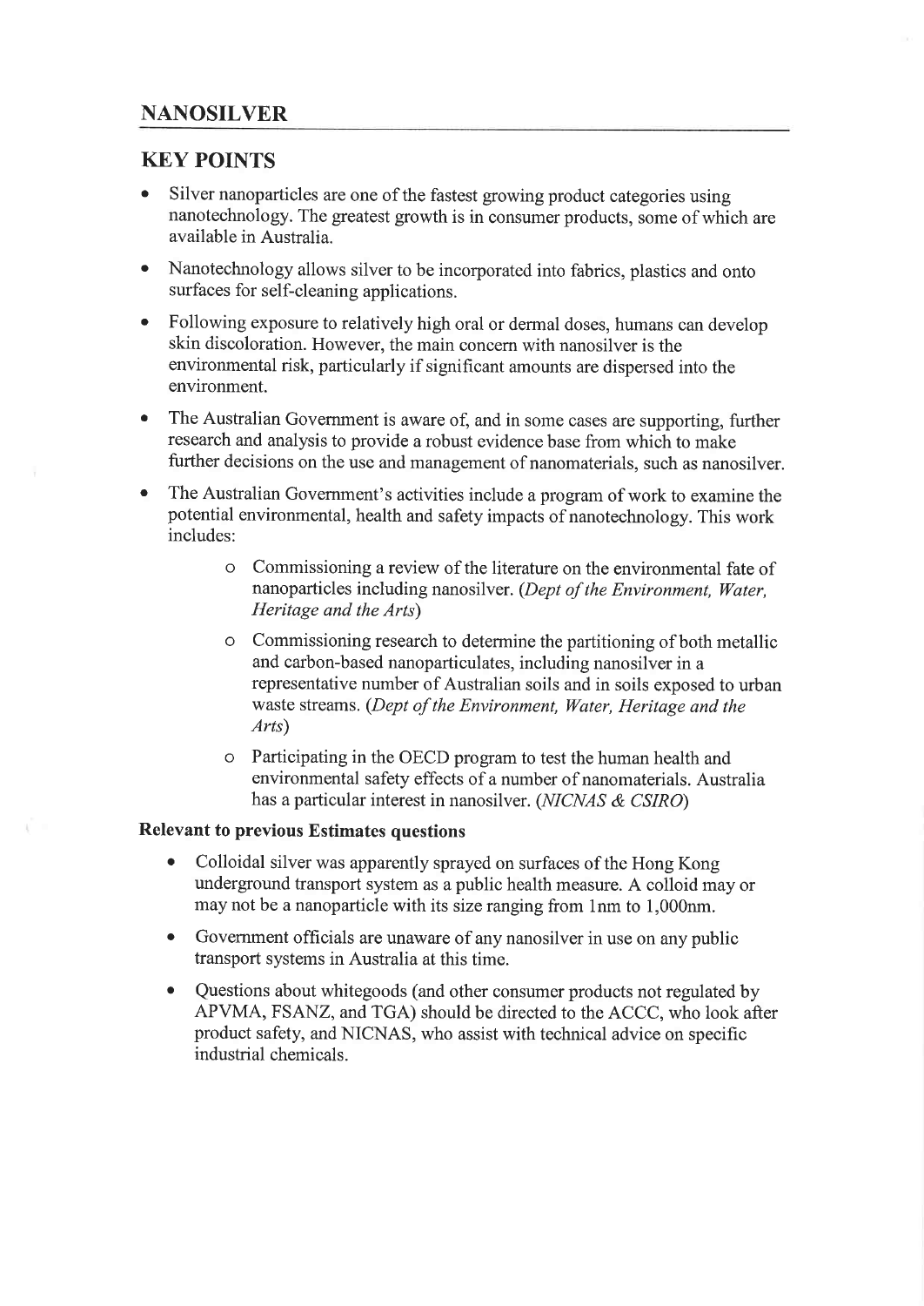## NANOSILVER

### KEY POINTS

- Silver nanoparticles are one of the fastest growing product categories using nanotechnology. The greatest growth is in consumer products, some of which are available in Australia.
- Nanotechnology allows silver to be incorporated into fabrics, plastics and onto surfaces for self-cleaning applications.
- Following exposure to relatively high oral or dermal doses, humans can develop skin discoloration. However, the main concern with nanosilver is the environmental risk, particularly if significant amounts are dispersed into the environment.
- The Australian Government is aware of, and in some cases are supporting, further research and analysis to provide a robust evidence base from which to make further decisions on the use and management of nanomaterials, such as nanosilver.
- The Australian Government's activities include a program of work to examine the potential environmental, health and safety impacts of nanotechnology. This work includes:
    - Commissioning a review of the literature on the environmental fate of nanoparticles including nanosilver. (*Dept of the Environment, Water, Heritage and the Arts*)
    - Commissioning research to determine the partitioning of both metallic and carbon-based nanoparticulates, including nanosilver in a representative number of Australian soils and in soils exposed to urban waste streams. (*Dept of the Environment, Water, Heritage and the Arts*)
    - Participating in the OECD program to test the human health and environmental safety effects of a number of nanomaterials. Australia has a particular interest in nanosilver. (*NICNAS & CSIRO*)

**Relevant to previous Estimates questions**

- Colloidal silver was apparently sprayed on surfaces of the Hong Kong underground transport system as a public health measure. A colloid may or may not be a nanoparticle with its size ranging from 1nm to 1,000nm.
- Government officials are unaware of any nanosilver in use on any public transport systems in Australia at this time.
- Questions about whitegoods (and other consumer products not regulated by APVMA, FSANZ, and TGA) should be directed to the ACCC, who look after product safety, and NICNAS, who assist with technical advice on specific industrial chemicals.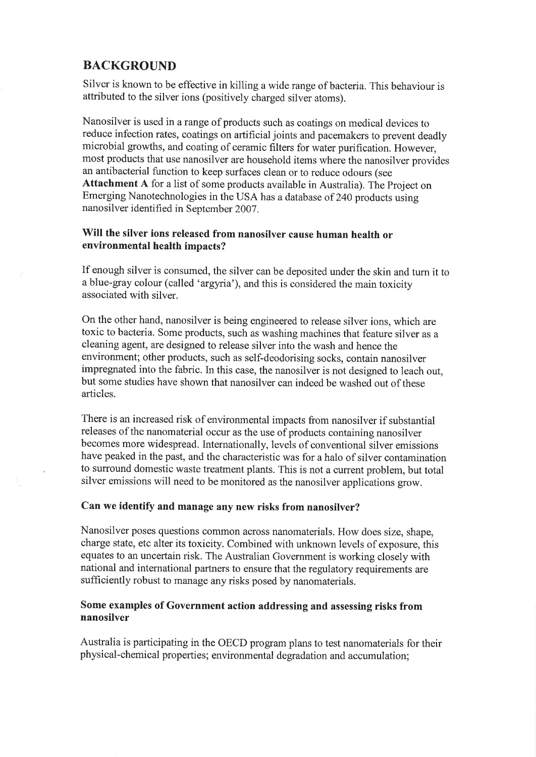## BACKGROUND

Silver is known to be effective in killing a wide range of bacteria. This behaviour is attributed to the silver ions (positively charged silver atoms).

Nanosilver is used in a range of products such as coatings on medical devices to reduce infection rates, coatings on artificial joints and pacemakers to prevent deadly microbial growths, and coating of ceramic filters for water purification. However, most products that use nanosilver are household items where the nanosilver provides an antibacterial function to keep surfaces clean or to reduce odours (see **Attachment A** for a list of some products available in Australia). The Project on Emerging Nanotechnologies in the USA has a database of 240 products using nanosilver identified in September 2007.

### Will the silver ions released from nanosilver cause human health or environmental health impacts?

If enough silver is consumed, the silver can be deposited under the skin and turn it to a blue-gray colour (called 'argyria'), and this is considered the main toxicity associated with silver.

On the other hand, nanosilver is being engineered to release silver ions, which are toxic to bacteria. Some products, such as washing machines that feature silver as a cleaning agent, are designed to release silver into the wash and hence the environment; other products, such as self-deodorising socks, contain nanosilver impregnated into the fabric. In this case, the nanosilver is not designed to leach out, but some studies have shown that nanosilver can indeed be washed out of these articles.

There is an increased risk of environmental impacts from nanosilver if substantial releases of the nanomaterial occur as the use of products containing nanosilver becomes more widespread. Internationally, levels of conventional silver emissions have peaked in the past, and the characteristic was for a halo of silver contamination to surround domestic waste treatment plants. This is not a current problem, but total silver emissions will need to be monitored as the nanosilver applications grow.

### Can we identify and manage any new risks from nanosilver?

Nanosilver poses questions common across nanomaterials. How does size, shape, charge state, etc alter its toxicity. Combined with unknown levels of exposure, this equates to an uncertain risk. The Australian Government is working closely with national and international partners to ensure that the regulatory requirements are sufficiently robust to manage any risks posed by nanomaterials.

### Some examples of Government action addressing and assessing risks from nanosilver

Australia is participating in the OECD program plans to test nanomaterials for their physical-chemical properties; environmental degradation and accumulation;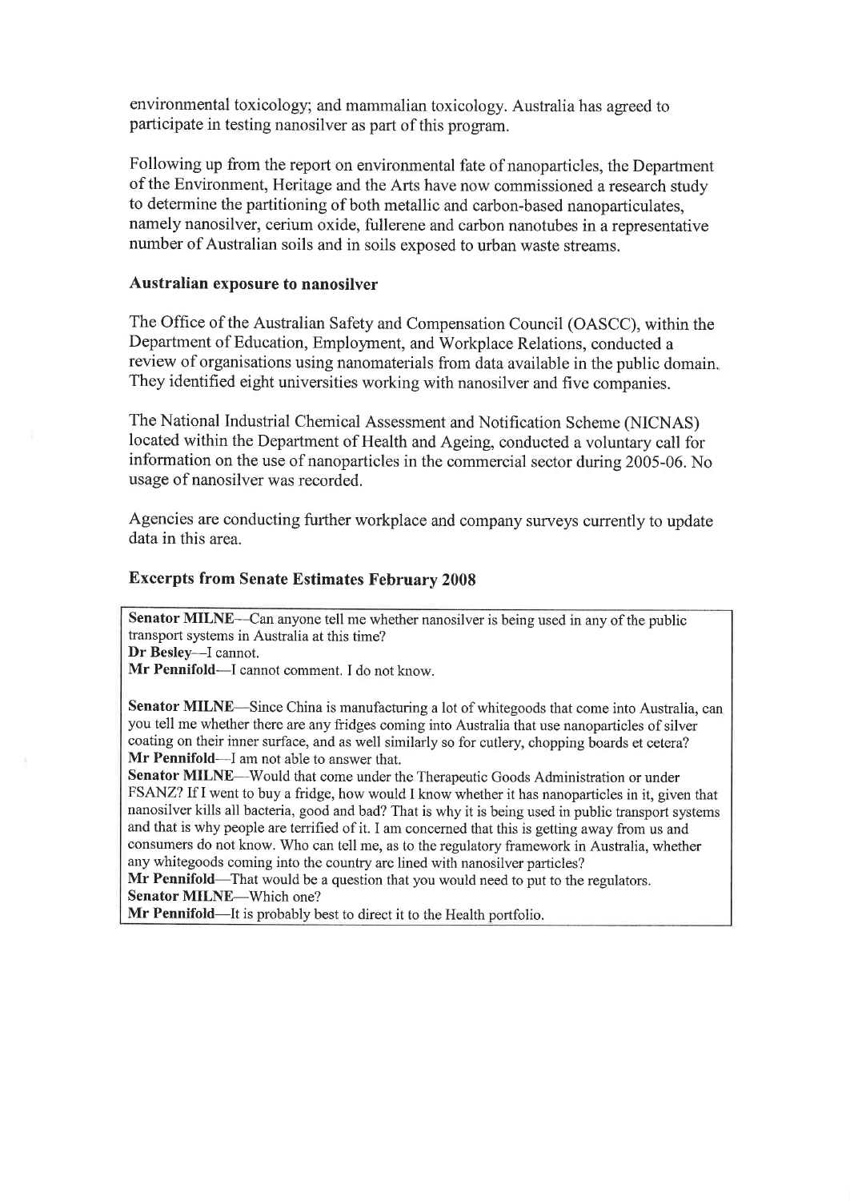environmental toxicology; and mammalian toxicology. Australia has agreed to participate in testing nanosilver as part of this program.

Following up from the report on environmental fate of nanoparticles, the Department of the Environment, Heritage and the Arts have now commissioned a research study to determine the partitioning of both metallic and carbon-based nanoparticulates, namely nanosilver, cerium oxide, fullerene and carbon nanotubes in a representative number of Australian soils and in soils exposed to urban waste streams.

### Australian exposure to nanosilver

The Office of the Australian Safety and Compensation Council (OASCC), within the Department of Education, Employment, and Workplace Relations, conducted a review of organisations using nanomaterials from data available in the public domain. They identified eight universities working with nanosilver and five companies.

The National Industrial Chemical Assessment and Notification Scheme (NICNAS) located within the Department of Health and Ageing, conducted a voluntary call for information on the use of nanoparticles in the commercial sector during 2005-06. No usage of nanosilver was recorded.

Agencies are conducting further workplace and company surveys currently to update data in this area.

### Excerpts from Senate Estimates February 2008

**Senator MILNE**—Can anyone tell me whether nanosilver is being used in any of the public transport systems in Australia at this time?
**Dr Besley**—I cannot.
**Mr Pennifold**—I cannot comment. I do not know.

**Senator MILNE**—Since China is manufacturing a lot of whitegoods that come into Australia, can you tell me whether there are any fridges coming into Australia that use nanoparticles of silver coating on their inner surface, and as well similarly so for cutlery, chopping boards et cetera?
**Mr Pennifold**—I am not able to answer that.
**Senator MILNE**—Would that come under the Therapeutic Goods Administration or under FSANZ? If I went to buy a fridge, how would I know whether it has nanoparticles in it, given that nanosilver kills all bacteria, good and bad? That is why it is being used in public transport systems and that is why people are terrified of it. I am concerned that this is getting away from us and consumers do not know. Who can tell me, as to the regulatory framework in Australia, whether any whitegoods coming into the country are lined with nanosilver particles?
**Mr Pennifold**—That would be a question that you would need to put to the regulators.
**Senator MILNE**—Which one?
**Mr Pennifold**—It is probably best to direct it to the Health portfolio.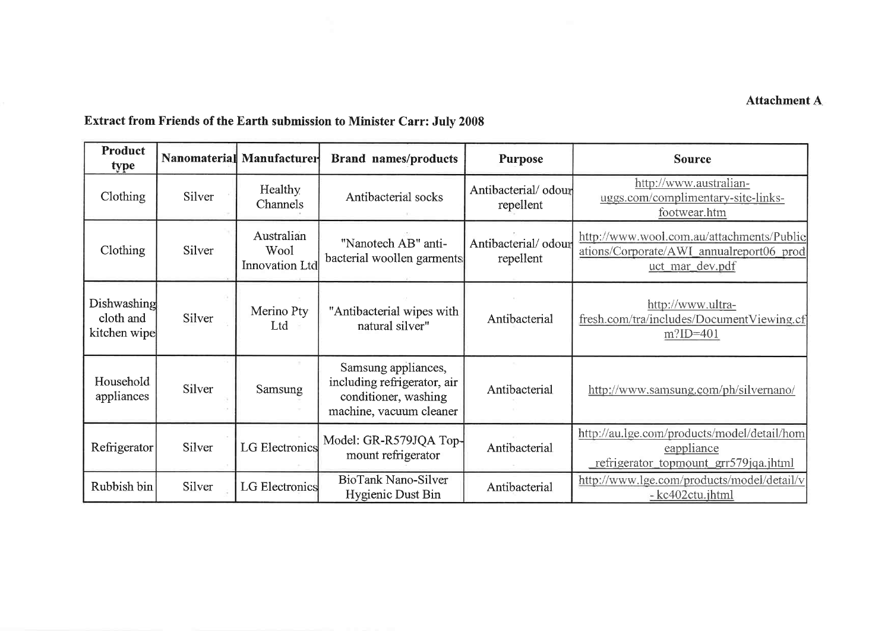**Attachment A**

**Extract from Friends of the Earth submission to Minister Carr: July 2008**

| Product type | Nanomaterial | Manufacturer | Brand names/products | Purpose | Source |
|---|---|---|---|---|---|
| Clothing | Silver | Healthy Channels | Antibacterial socks | Antibacterial/ odour repellent | http://www.australian-uggs.com/complimentary-site-links-footwear.htm |
| Clothing | Silver | Australian Wool Innovation Ltd | "Nanotech AB" anti-bacterial woollen garments | Antibacterial/ odour repellent | http://www.wool.com.au/attachments/Publications/Corporate/AWI_annualreport06_product_mar_dev.pdf |
| Dishwashing cloth and kitchen wipe | Silver | Merino Pty Ltd | "Antibacterial wipes with natural silver" | Antibacterial | http://www.ultra-fresh.com/tra/includes/DocumentViewing.cfm?ID=401 |
| Household appliances | Silver | Samsung | Samsung appliances, including refrigerator, air conditioner, washing machine, vacuum cleaner | Antibacterial | http://www.samsung.com/ph/silvernano/ |
| Refrigerator | Silver | LG Electronics | Model: GR-R579JQA Top-mount refrigerator | Antibacterial | http://au.lge.com/products/model/detail/homeappliance_refrigerator_topmount_grr579jqa.jhtml |
| Rubbish bin | Silver | LG Electronics | BioTank Nano-Silver Hygienic Dust Bin | Antibacterial | http://www.lge.com/products/model/detail/v-kc402ctu.jhtml |